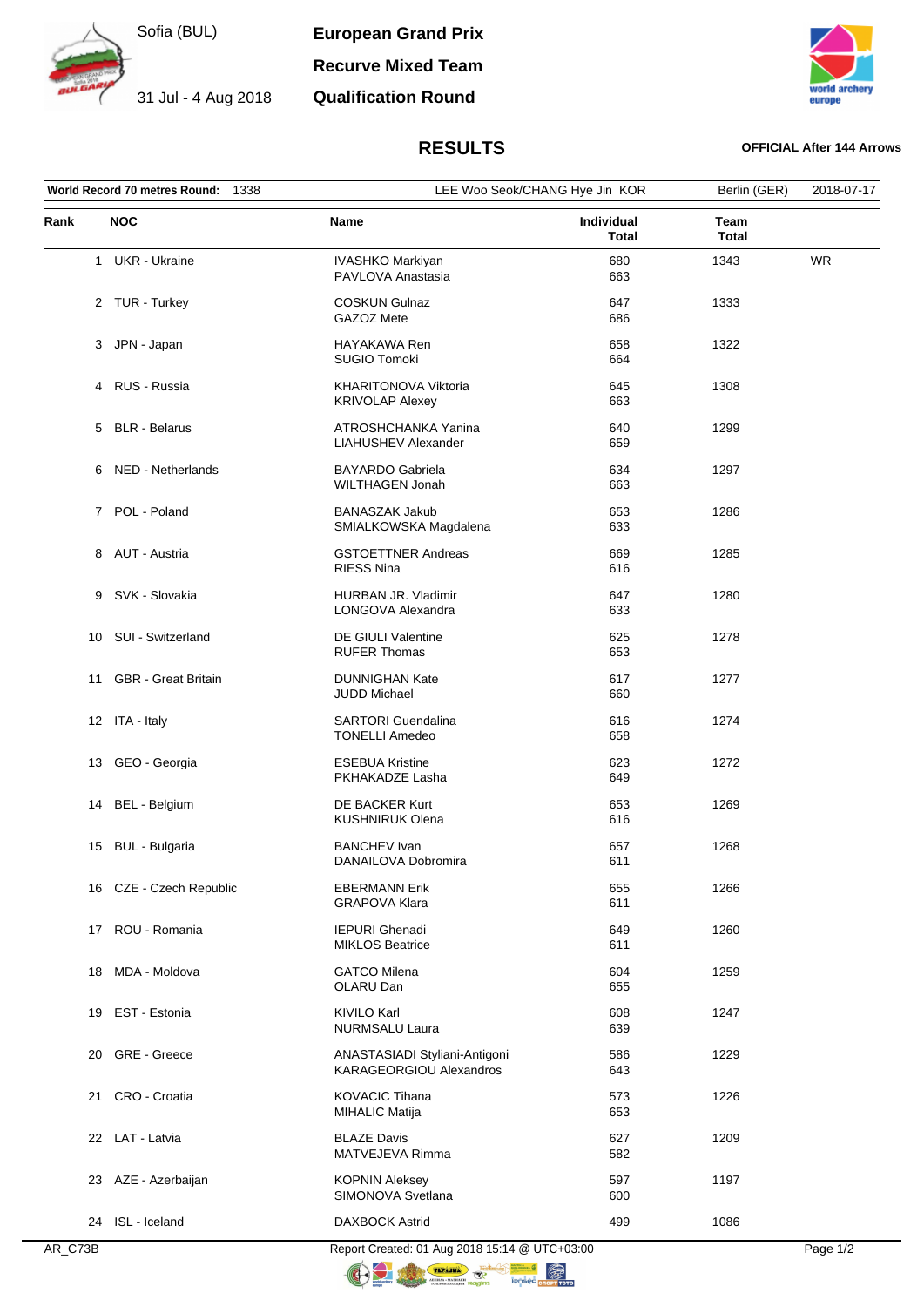Sofia (BUL)

31 Jul - 4 Aug 2018

**European Grand Prix**

**Recurve Mixed Team**

**Qualification Round**

# RESULTS

**OFFICIAL After 144 Arrows**

| **World Record 70 metres Round:** 1338 | LEE Woo Seok/CHANG Hye Jin KOR | Berlin (GER) | 2018-07-17 |
|---|---|---|---|

| Rank | NOC | Name | Individual Total | Team Total | |
|---|---|---|---|---|---|
| 1 | UKR - Ukraine | IVASHKO Markiyan<br>PAVLOVA Anastasia | 680<br>663 | 1343 | WR |
| 2 | TUR - Turkey | COSKUN Gulnaz<br>GAZOZ Mete | 647<br>686 | 1333 | |
| 3 | JPN - Japan | HAYAKAWA Ren<br>SUGIO Tomoki | 658<br>664 | 1322 | |
| 4 | RUS - Russia | KHARITONOVA Viktoria<br>KRIVOLAP Alexey | 645<br>663 | 1308 | |
| 5 | BLR - Belarus | ATROSHCHANKA Yanina<br>LIAHUSHEV Alexander | 640<br>659 | 1299 | |
| 6 | NED - Netherlands | BAYARDO Gabriela<br>WILTHAGEN Jonah | 634<br>663 | 1297 | |
| 7 | POL - Poland | BANASZAK Jakub<br>SMIALKOWSKA Magdalena | 653<br>633 | 1286 | |
| 8 | AUT - Austria | GSTOETTNER Andreas<br>RIESS Nina | 669<br>616 | 1285 | |
| 9 | SVK - Slovakia | HURBAN JR. Vladimir<br>LONGOVA Alexandra | 647<br>633 | 1280 | |
| 10 | SUI - Switzerland | DE GIULI Valentine<br>RUFER Thomas | 625<br>653 | 1278 | |
| 11 | GBR - Great Britain | DUNNIGHAN Kate<br>JUDD Michael | 617<br>660 | 1277 | |
| 12 | ITA - Italy | SARTORI Guendalina<br>TONELLI Amedeo | 616<br>658 | 1274 | |
| 13 | GEO - Georgia | ESEBUA Kristine<br>PKHAKADZE Lasha | 623<br>649 | 1272 | |
| 14 | BEL - Belgium | DE BACKER Kurt<br>KUSHNIRUK Olena | 653<br>616 | 1269 | |
| 15 | BUL - Bulgaria | BANCHEV Ivan<br>DANAILOVA Dobromira | 657<br>611 | 1268 | |
| 16 | CZE - Czech Republic | EBERMANN Erik<br>GRAPOVA Klara | 655<br>611 | 1266 | |
| 17 | ROU - Romania | IEPURI Ghenadi<br>MIKLOS Beatrice | 649<br>611 | 1260 | |
| 18 | MDA - Moldova | GATCO Milena<br>OLARU Dan | 604<br>655 | 1259 | |
| 19 | EST - Estonia | KIVILO Karl<br>NURMSALU Laura | 608<br>639 | 1247 | |
| 20 | GRE - Greece | ANASTASIADI Styliani-Antigoni<br>KARAGEORGIOU Alexandros | 586<br>643 | 1229 | |
| 21 | CRO - Croatia | KOVACIC Tihana<br>MIHALIC Matija | 573<br>653 | 1226 | |
| 22 | LAT - Latvia | BLAZE Davis<br>MATVEJEVA Rimma | 627<br>582 | 1209 | |
| 23 | AZE - Azerbaijan | KOPNIN Aleksey<br>SIMONOVA Svetlana | 597<br>600 | 1197 | |
| 24 | ISL - Iceland | DAXBOCK Astrid | 499 | 1086 | |

AR_C73B

Report Created: 01 Aug 2018 15:14 @ UTC+03:00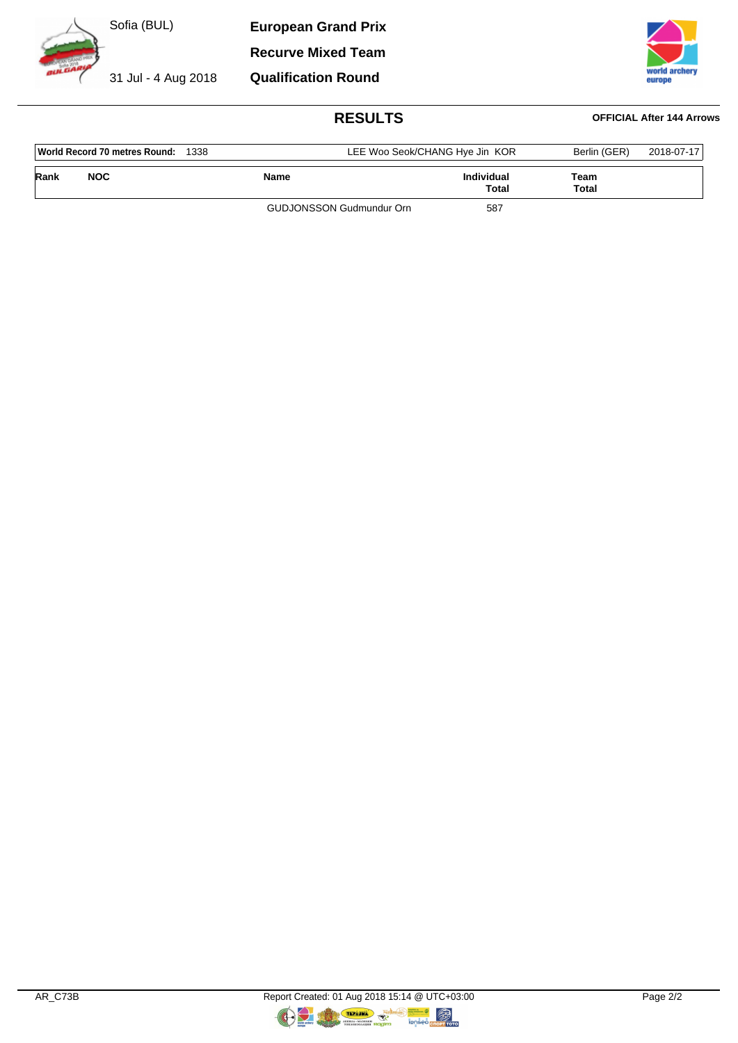**RESULTS**

**OFFICIAL After 144 Arrows**

| | | | | |
|---|---|---|---|---|
| **World Record 70 metres Round:** | 1338 | LEE Woo Seok/CHANG Hye Jin KOR | Berlin (GER) | 2018-07-17 |

| Rank | NOC | Name | Individual Total | Team Total |
|---|---|---|---|---|
| | | GUDJONSSON Gudmundur Orn | 587 | |